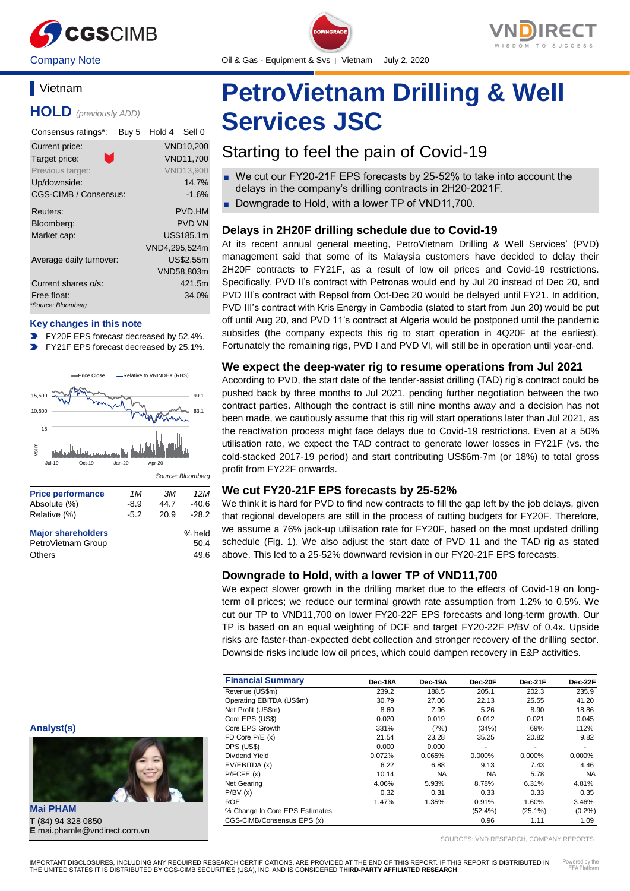Company Note

Oil & Gas - Equipment & Svs | Vietnam | July 2, 2020

# PetroVietnam Drilling & Well Services JSC

## Starting to feel the pain of Covid-19

- We cut our FY20-21F EPS forecasts by 25-52% to take into account the delays in the company's drilling contracts in 2H20-2021F.
- Downgrade to Hold, with a lower TP of VND11,700.

Vietnam

**HOLD** *(previously ADD)*

| Consensus ratings*: | Buy 5 | Hold 4 | Sell 0 |
|---|---|---|---|

| | |
|---|---|
| Current price: | VND10,200 |
| Target price: | VND11,700 |
| Previous target: | VND13,900 |
| Up/downside: | 14.7% |
| CGS-CIMB / Consensus: | -1.6% |
| Reuters: | PVD.HM |
| Bloomberg: | PVD VN |
| Market cap: | US$185.1m |
| | VND4,295,524m |
| Average daily turnover: | US$2.55m |
| | VND58,803m |
| Current shares o/s: | 421.5m |
| Free float: | 34.0% |

*Source: Bloomberg

**Key changes in this note**

- FY20F EPS forecast decreased by 52.4%.
- FY21F EPS forecast decreased by 25.1%.

Source: Bloomberg

| Price performance | 1M | 3M | 12M |
|---|---|---|---|
| Absolute (%) | -8.9 | 44.7 | -40.6 |
| Relative (%) | -5.2 | 20.9 | -28.2 |

| Major shareholders | % held |
|---|---|
| PetroVietnam Group | 50.4 |
| Others | 49.6 |

### Delays in 2H20F drilling schedule due to Covid-19

At its recent annual general meeting, PetroVietnam Drilling & Well Services' (PVD) management said that some of its Malaysia customers have decided to delay their 2H20F contracts to FY21F, as a result of low oil prices and Covid-19 restrictions. Specifically, PVD II's contract with Petronas would end by Jul 20 instead of Dec 20, and PVD III's contract with Repsol from Oct-Dec 20 would be delayed until FY21. In addition, PVD III's contract with Kris Energy in Cambodia (slated to start from Jun 20) would be put off until Aug 20, and PVD 11's contract at Algeria would be postponed until the pandemic subsides (the company expects this rig to start operation in 4Q20F at the earliest). Fortunately the remaining rigs, PVD I and PVD VI, will still be in operation until year-end.

### We expect the deep-water rig to resume operations from Jul 2021

According to PVD, the start date of the tender-assist drilling (TAD) rig's contract could be pushed back by three months to Jul 2021, pending further negotiation between the two contract parties. Although the contract is still nine months away and a decision has not been made, we cautiously assume that this rig will start operations later than Jul 2021, as the reactivation process might face delays due to Covid-19 restrictions. Even at a 50% utilisation rate, we expect the TAD contract to generate lower losses in FY21F (vs. the cold-stacked 2017-19 period) and start contributing US$6m-7m (or 18%) to total gross profit from FY22F onwards.

### We cut FY20-21F EPS forecasts by 25-52%

We think it is hard for PVD to find new contracts to fill the gap left by the job delays, given that regional developers are still in the process of cutting budgets for FY20F. Therefore, we assume a 76% jack-up utilisation rate for FY20F, based on the most updated drilling schedule (Fig. 1). We also adjust the start date of PVD 11 and the TAD rig as stated above. This led to a 25-52% downward revision in our FY20-21F EPS forecasts.

### Downgrade to Hold, with a lower TP of VND11,700

We expect slower growth in the drilling market due to the effects of Covid-19 on long-term oil prices; we reduce our terminal growth rate assumption from 1.2% to 0.5%. We cut our TP to VND11,700 on lower FY20-22F EPS forecasts and long-term growth. Our TP is based on an equal weighting of DCF and target FY20-22F P/BV of 0.4x. Upside risks are faster-than-expected debt collection and stronger recovery of the drilling sector. Downside risks include low oil prices, which could dampen recovery in E&P activities.

| Financial Summary | Dec-18A | Dec-19A | Dec-20F | Dec-21F | Dec-22F |
|---|---|---|---|---|---|
| Revenue (US$m) | 239.2 | 188.5 | 205.1 | 202.3 | 235.9 |
| Operating EBITDA (US$m) | 30.79 | 27.06 | 22.13 | 25.55 | 41.20 |
| Net Profit (US$m) | 8.60 | 7.96 | 5.26 | 8.90 | 18.86 |
| Core EPS (US$) | 0.020 | 0.019 | 0.012 | 0.021 | 0.045 |
| Core EPS Growth | 331% | (7%) | (34%) | 69% | 112% |
| FD Core P/E (x) | 21.54 | 23.28 | 35.25 | 20.82 | 9.82 |
| DPS (US$) | 0.000 | 0.000 | - | - | - |
| Dividend Yield | 0.072% | 0.065% | 0.000% | 0.000% | 0.000% |
| EV/EBITDA (x) | 6.22 | 6.88 | 9.13 | 7.43 | 4.46 |
| P/FCFE (x) | 10.14 | NA | NA | 5.78 | NA |
| Net Gearing | 4.06% | 5.93% | 8.78% | 6.31% | 4.81% |
| P/BV (x) | 0.32 | 0.31 | 0.33 | 0.33 | 0.35 |
| ROE | 1.47% | 1.35% | 0.91% | 1.60% | 3.46% |
| % Change In Core EPS Estimates | | | (52.4%) | (25.1%) | (0.2%) |
| CGS-CIMB/Consensus EPS (x) | | | 0.96 | 1.11 | 1.09 |

SOURCES: VND RESEARCH, COMPANY REPORTS

**Analyst(s)**

**Mai PHAM**
**T** (84) 94 328 0850
**E** mai.phamle@vndirect.com.vn

IMPORTANT DISCLOSURES, INCLUDING ANY REQUIRED RESEARCH CERTIFICATIONS, ARE PROVIDED AT THE END OF THIS REPORT. IF THIS REPORT IS DISTRIBUTED IN THE UNITED STATES IT IS DISTRIBUTED BY CGS-CIMB SECURITIES (USA), INC. AND IS CONSIDERED **THIRD-PARTY AFFILIATED RESEARCH**.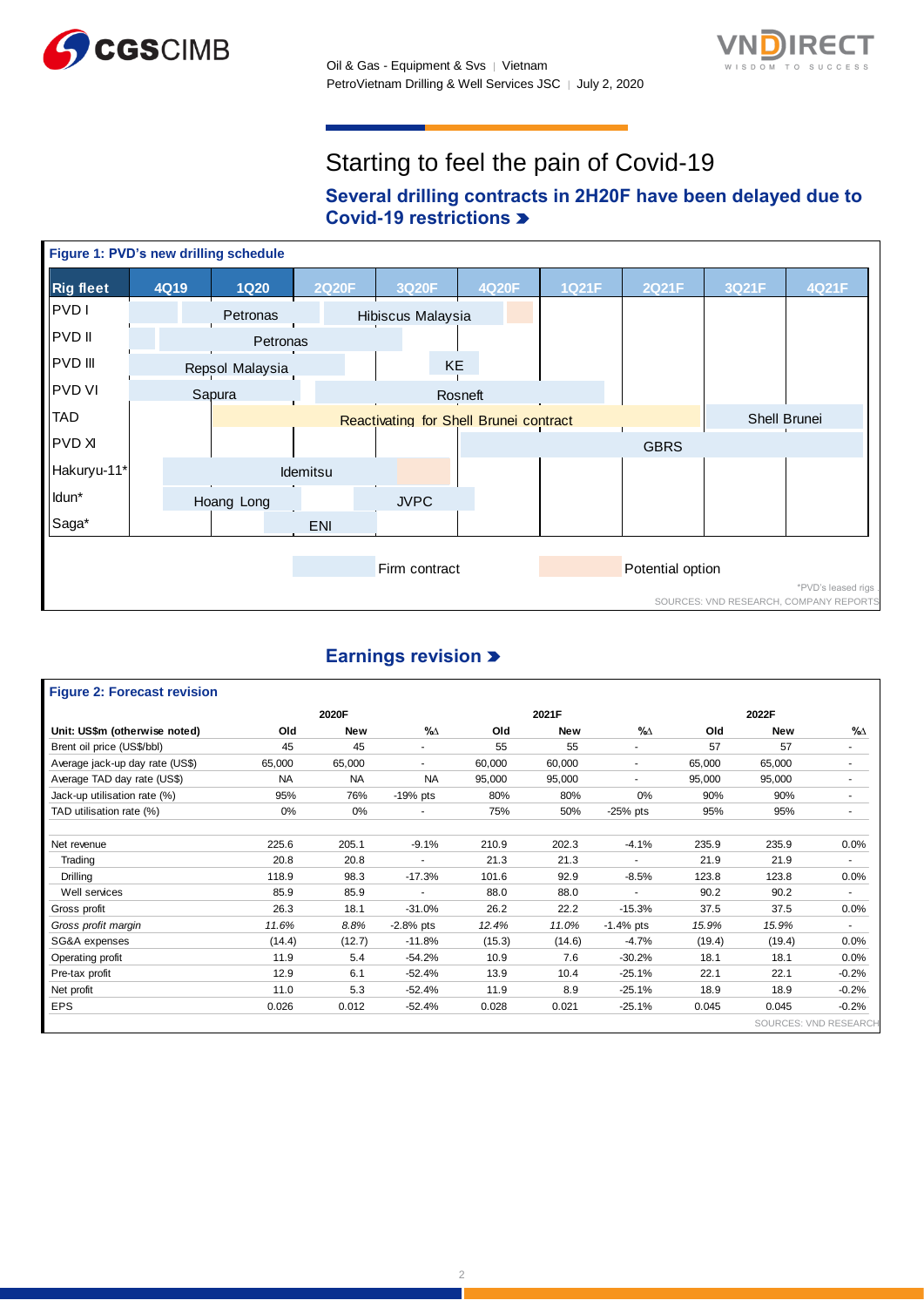# Starting to feel the pain of Covid-19

## Several drilling contracts in 2H20F have been delayed due to Covid-19 restrictions

**Figure 1: PVD's new drilling schedule**

| Rig fleet | 4Q19 | 1Q20 | 2Q20F | 3Q20F | 4Q20F | 1Q21F | 2Q21F | 3Q21F | 4Q21F |
|---|---|---|---|---|---|---|---|---|---|
| PVD I | | Petronas | | Hibiscus Malaysia | | | | | |
| PVD II | | Petronas | | | | | | | |
| PVD III | | Repsol Malaysia | | KE | | | | | |
| PVD VI | | Sapura | | Rosneft | | | | | |
| TAD | | Reactivating for Shell Brunei contract | | | | | | Shell Brunei | |
| PVD XI | | | | | | GBRS | | | |
| Hakuryu-11* | | Idemitsu | | | | | | | |
| Idun* | | Hoang Long | | JVPC | | | | | |
| Saga* | | | ENI | | | | | | |

Firm contract | Potential option

*PVD's leased rigs

SOURCES: VND RESEARCH, COMPANY REPORTS

## Earnings revision

**Figure 2: Forecast revision**

| Unit: US$m (otherwise noted) | 2020F Old | 2020F New | 2020F %∆ | 2021F Old | 2021F New | 2021F %∆ | 2022F Old | 2022F New | 2022F %∆ |
|---|---|---|---|---|---|---|---|---|---|
| Brent oil price (US$/bbl) | 45 | 45 | - | 55 | 55 | - | 57 | 57 | - |
| Average jack-up day rate (US$) | 65,000 | 65,000 | - | 60,000 | 60,000 | - | 65,000 | 65,000 | - |
| Average TAD day rate (US$) | NA | NA | NA | 95,000 | 95,000 | - | 95,000 | 95,000 | - |
| Jack-up utilisation rate (%) | 95% | 76% | -19% pts | 80% | 80% | 0% | 90% | 90% | - |
| TAD utilisation rate (%) | 0% | 0% | - | 75% | 50% | -25% pts | 95% | 95% | - |
| Net revenue | 225.6 | 205.1 | -9.1% | 210.9 | 202.3 | -4.1% | 235.9 | 235.9 | 0.0% |
| Trading | 20.8 | 20.8 | - | 21.3 | 21.3 | - | 21.9 | 21.9 | - |
| Drilling | 118.9 | 98.3 | -17.3% | 101.6 | 92.9 | -8.5% | 123.8 | 123.8 | 0.0% |
| Well services | 85.9 | 85.9 | - | 88.0 | 88.0 | - | 90.2 | 90.2 | - |
| Gross profit | 26.3 | 18.1 | -31.0% | 26.2 | 22.2 | -15.3% | 37.5 | 37.5 | 0.0% |
| *Gross profit margin* | *11.6%* | *8.8%* | -2.8% pts | *12.4%* | *11.0%* | -1.4% pts | *15.9%* | *15.9%* | - |
| SG&A expenses | (14.4) | (12.7) | -11.8% | (15.3) | (14.6) | -4.7% | (19.4) | (19.4) | 0.0% |
| Operating profit | 11.9 | 5.4 | -54.2% | 10.9 | 7.6 | -30.2% | 18.1 | 18.1 | 0.0% |
| Pre-tax profit | 12.9 | 6.1 | -52.4% | 13.9 | 10.4 | -25.1% | 22.1 | 22.1 | -0.2% |
| Net profit | 11.0 | 5.3 | -52.4% | 11.9 | 8.9 | -25.1% | 18.9 | 18.9 | -0.2% |
| EPS | 0.026 | 0.012 | -52.4% | 0.028 | 0.021 | -25.1% | 0.045 | 0.045 | -0.2% |

SOURCES: VND RESEARCH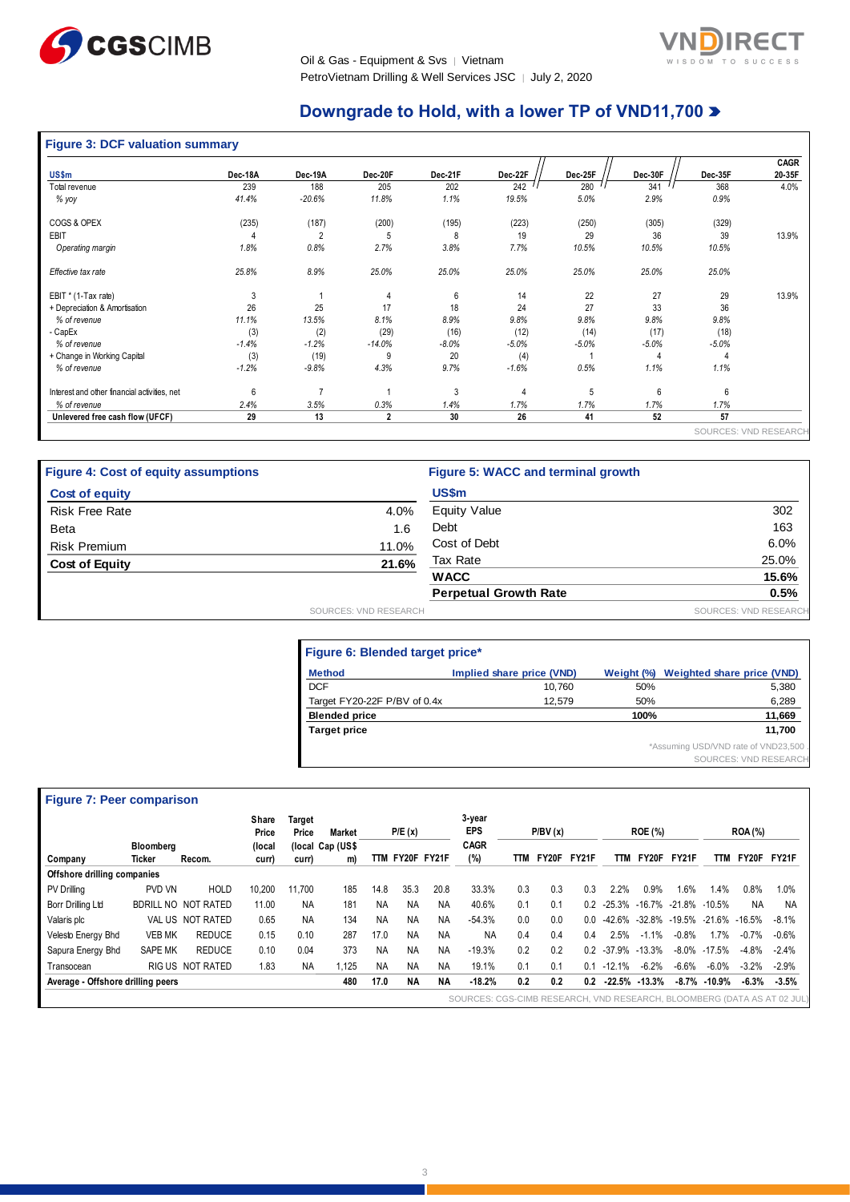## Downgrade to Hold, with a lower TP of VND11,700

### Figure 3: DCF valuation summary

| US$m | Dec-18A | Dec-19A | Dec-20F | Dec-21F | Dec-22F | Dec-25F | Dec-30F | Dec-35F | CAGR 20-35F |
|---|---|---|---|---|---|---|---|---|---|
| Total revenue | 239 | 188 | 205 | 202 | 242 | 280 | 341 | 368 | 4.0% |
| *% yoy* | *41.4%* | *-20.6%* | *11.8%* | *1.1%* | *19.5%* | *5.0%* | *2.9%* | *0.9%* | |
| COGS & OPEX | (235) | (187) | (200) | (195) | (223) | (250) | (305) | (329) | |
| EBIT | 4 | 2 | 5 | 8 | 19 | 29 | 36 | 39 | 13.9% |
| *Operating margin* | *1.8%* | *0.8%* | *2.7%* | *3.8%* | *7.7%* | *10.5%* | *10.5%* | *10.5%* | |
| *Effective tax rate* | *25.8%* | *8.9%* | *25.0%* | *25.0%* | *25.0%* | *25.0%* | *25.0%* | *25.0%* | |
| EBIT * (1-Tax rate) | 3 | 1 | 4 | 6 | 14 | 22 | 27 | 29 | 13.9% |
| + Depreciation & Amortisation | 26 | 25 | 17 | 18 | 24 | 27 | 33 | 36 | |
| *% of revenue* | *11.1%* | *13.5%* | *8.1%* | *8.9%* | *9.8%* | *9.8%* | *9.8%* | *9.8%* | |
| - CapEx | (3) | (2) | (29) | (16) | (12) | (14) | (17) | (18) | |
| *% of revenue* | *-1.4%* | *-1.2%* | *-14.0%* | *-8.0%* | *-5.0%* | *-5.0%* | *-5.0%* | *-5.0%* | |
| + Change in Working Capital | (3) | (19) | 9 | 20 | (4) | 1 | 4 | 4 | |
| *% of revenue* | *-1.2%* | *-9.8%* | *4.3%* | *9.7%* | *-1.6%* | *0.5%* | *1.1%* | *1.1%* | |
| Interest and other financial activities, net | 6 | 7 | 1 | 3 | 4 | 5 | 6 | 6 | |
| *% of revenue* | *2.4%* | *3.5%* | *0.3%* | *1.4%* | *1.7%* | *1.7%* | *1.7%* | *1.7%* | |
| **Unlevered free cash flow (UFCF)** | **29** | **13** | **2** | **30** | **26** | **41** | **52** | **57** | |

SOURCES: VND RESEARCH

### Figure 4: Cost of equity assumptions

| Cost of equity | |
|---|---|
| Risk Free Rate | 4.0% |
| Beta | 1.6 |
| Risk Premium | 11.0% |
| **Cost of Equity** | **21.6%** |

SOURCES: VND RESEARCH

### Figure 5: WACC and terminal growth

| US$m | |
|---|---|
| Equity Value | 302 |
| Debt | 163 |
| Cost of Debt | 6.0% |
| Tax Rate | 25.0% |
| **WACC** | **15.6%** |
| **Perpetual Growth Rate** | **0.5%** |

SOURCES: VND RESEARCH

### Figure 6: Blended target price*

| Method | Implied share price (VND) | Weight (%) | Weighted share price (VND) |
|---|---|---|---|
| DCF | 10,760 | 50% | 5,380 |
| Target FY20-22F P/BV of 0.4x | 12,579 | 50% | 6,289 |
| **Blended price** | | **100%** | **11,669** |
| **Target price** | | | **11,700** |

*Assuming USD/VND rate of VND23,500

SOURCES: VND RESEARCH

### Figure 7: Peer comparison

| Company | Bloomberg Ticker | Recom. | Share Price (local curr) | Target Price (local curr) | Market Cap (US$ m) | P/E (x) TTM | P/E (x) FY20F | P/E (x) FY21F | 3-year EPS CAGR (%) | P/BV (x) TTM | P/BV (x) FY20F | P/BV (x) FY21F | ROE (%) TTM | ROE (%) FY20F | ROE (%) FY21F | ROA (%) TTM | ROA (%) FY20F | ROA (%) FY21F |
|---|---|---|---|---|---|---|---|---|---|---|---|---|---|---|---|---|---|---|
| **Offshore drilling companies** | | | | | | | | | | | | | | | | | | |
| PV Drilling | PVD VN | HOLD | 10,200 | 11,700 | 185 | 14.8 | 35.3 | 20.8 | 33.3% | 0.3 | 0.3 | 0.3 | 2.2% | 0.9% | 1.6% | 1.4% | 0.8% | 1.0% |
| Borr Drilling Ltd | BDRILL NO | NOT RATED | 11.00 | NA | 181 | NA | NA | NA | 40.6% | 0.1 | 0.1 | 0.2 | -25.3% | -16.7% | -21.8% | -10.5% | NA | NA |
| Valaris plc | VAL US | NOT RATED | 0.65 | NA | 134 | NA | NA | NA | -54.3% | 0.0 | 0.0 | 0.0 | -42.6% | -32.8% | -19.5% | -21.6% | -16.5% | -8.1% |
| Velesto Energy Bhd | VEB MK | REDUCE | 0.15 | 0.10 | 287 | 17.0 | NA | NA | NA | 0.4 | 0.4 | 0.4 | 2.5% | -1.1% | -0.8% | 1.7% | -0.7% | -0.6% |
| Sapura Energy Bhd | SAPE MK | REDUCE | 0.10 | 0.04 | 373 | NA | NA | NA | -19.3% | 0.2 | 0.2 | 0.2 | -37.9% | -13.3% | -8.0% | -17.5% | -4.8% | -2.4% |
| Transocean | RIG US | NOT RATED | 1.83 | NA | 1,125 | NA | NA | NA | 19.1% | 0.1 | 0.1 | 0.1 | -12.1% | -6.2% | -6.6% | -6.0% | -3.2% | -2.9% |
| **Average - Offshore drilling peers** | | | | | **480** | **17.0** | **NA** | **NA** | **-18.2%** | **0.2** | **0.2** | **0.2** | **-22.5%** | **-13.3%** | **-8.7%** | **-10.9%** | **-6.3%** | **-3.5%** |

SOURCES: CGS-CIMB RESEARCH, VND RESEARCH, BLOOMBERG (DATA AS AT 02 JUL)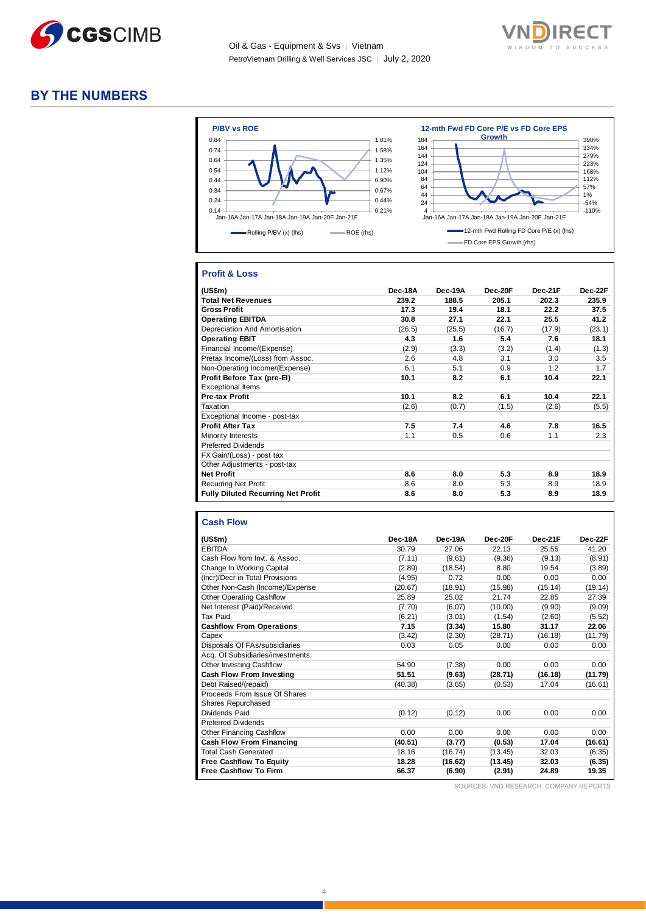## BY THE NUMBERS

**P/BV vs ROE**

0.84, 0.74, 0.64, 0.54, 0.44, 0.34, 0.24, 0.14
1.81%, 1.58%, 1.35%, 1.12%, 0.90%, 0.67%, 0.44%, 0.21%
Jan-16A Jan-17A Jan-18A Jan-19A Jan-20F Jan-21F

Rolling P/BV (x) (lhs) — ROE (rhs)

**12-mth Fwd FD Core P/E vs FD Core EPS Growth**

184, 164, 144, 124, 104, 84, 64, 44, 24, 4
390%, 334%, 279%, 223%, 168%, 112%, 57%, 1%, -54%, -110%
Jan-16A Jan-17A Jan-18A Jan-19A Jan-20F Jan-21F

12-mth Fwd Rolling FD Core P/E (x) (lhs) — FD Core EPS Growth (rhs)

### Profit & Loss

| (US$m) | Dec-18A | Dec-19A | Dec-20F | Dec-21F | Dec-22F |
|---|---|---|---|---|---|
| **Total Net Revenues** | **239.2** | **188.5** | **205.1** | **202.3** | **235.9** |
| **Gross Profit** | **17.3** | **19.4** | **18.1** | **22.2** | **37.5** |
| **Operating EBITDA** | **30.8** | **27.1** | **22.1** | **25.5** | **41.2** |
| Depreciation And Amortisation | (26.5) | (25.5) | (16.7) | (17.9) | (23.1) |
| **Operating EBIT** | **4.3** | **1.6** | **5.4** | **7.6** | **18.1** |
| Financial Income/(Expense) | (2.9) | (3.3) | (3.2) | (1.4) | (1.3) |
| Pretax Income/(Loss) from Assoc. | 2.6 | 4.8 | 3.1 | 3.0 | 3.5 |
| Non-Operating Income/(Expense) | 6.1 | 5.1 | 0.9 | 1.2 | 1.7 |
| **Profit Before Tax (pre-EI)** | **10.1** | **8.2** | **6.1** | **10.4** | **22.1** |
| Exceptional Items | | | | | |
| **Pre-tax Profit** | **10.1** | **8.2** | **6.1** | **10.4** | **22.1** |
| Taxation | (2.6) | (0.7) | (1.5) | (2.6) | (5.5) |
| Exceptional Income - post-tax | | | | | |
| **Profit After Tax** | **7.5** | **7.4** | **4.6** | **7.8** | **16.5** |
| Minority Interests | 1.1 | 0.5 | 0.6 | 1.1 | 2.3 |
| Preferred Dividends | | | | | |
| FX Gain/(Loss) - post tax | | | | | |
| Other Adjustments - post-tax | | | | | |
| **Net Profit** | **8.6** | **8.0** | **5.3** | **8.9** | **18.9** |
| Recurring Net Profit | 8.6 | 8.0 | 5.3 | 8.9 | 18.9 |
| **Fully Diluted Recurring Net Profit** | **8.6** | **8.0** | **5.3** | **8.9** | **18.9** |

### Cash Flow

| (US$m) | Dec-18A | Dec-19A | Dec-20F | Dec-21F | Dec-22F |
|---|---|---|---|---|---|
| EBITDA | 30.79 | 27.06 | 22.13 | 25.55 | 41.20 |
| Cash Flow from Invt. & Assoc. | (7.11) | (9.61) | (9.36) | (9.13) | (8.91) |
| Change In Working Capital | (2.89) | (18.54) | 8.80 | 19.54 | (3.89) |
| (Incr)/Decr in Total Provisions | (4.95) | 0.72 | 0.00 | 0.00 | 0.00 |
| Other Non-Cash (Income)/Expense | (20.67) | (18.91) | (15.98) | (15.14) | (19.14) |
| Other Operating Cashflow | 25.89 | 25.02 | 21.74 | 22.85 | 27.39 |
| Net Interest (Paid)/Received | (7.70) | (6.07) | (10.00) | (9.90) | (9.09) |
| Tax Paid | (6.21) | (3.01) | (1.54) | (2.60) | (5.52) |
| **Cashflow From Operations** | **7.15** | **(3.34)** | **15.80** | **31.17** | **22.06** |
| Capex | (3.42) | (2.30) | (28.71) | (16.18) | (11.79) |
| Disposals Of FAs/subsidiaries | 0.03 | 0.05 | 0.00 | 0.00 | 0.00 |
| Acq. Of Subsidiaries/investments | | | | | |
| Other Investing Cashflow | 54.90 | (7.38) | 0.00 | 0.00 | 0.00 |
| **Cash Flow From Investing** | **51.51** | **(9.63)** | **(28.71)** | **(16.18)** | **(11.79)** |
| Debt Raised/(repaid) | (40.38) | (3.65) | (0.53) | 17.04 | (16.61) |
| Proceeds From Issue Of Shares | | | | | |
| Shares Repurchased | | | | | |
| Dividends Paid | (0.12) | (0.12) | 0.00 | 0.00 | 0.00 |
| Preferred Dividends | | | | | |
| Other Financing Cashflow | 0.00 | 0.00 | 0.00 | 0.00 | 0.00 |
| **Cash Flow From Financing** | **(40.51)** | **(3.77)** | **(0.53)** | **17.04** | **(16.61)** |
| Total Cash Generated | 18.16 | (16.74) | (13.45) | 32.03 | (6.35) |
| **Free Cashflow To Equity** | **18.28** | **(16.62)** | **(13.45)** | **32.03** | **(6.35)** |
| **Free Cashflow To Firm** | **66.37** | **(6.90)** | **(2.91)** | **24.89** | **19.35** |

SOURCES: VND RESEARCH, COMPANY REPORTS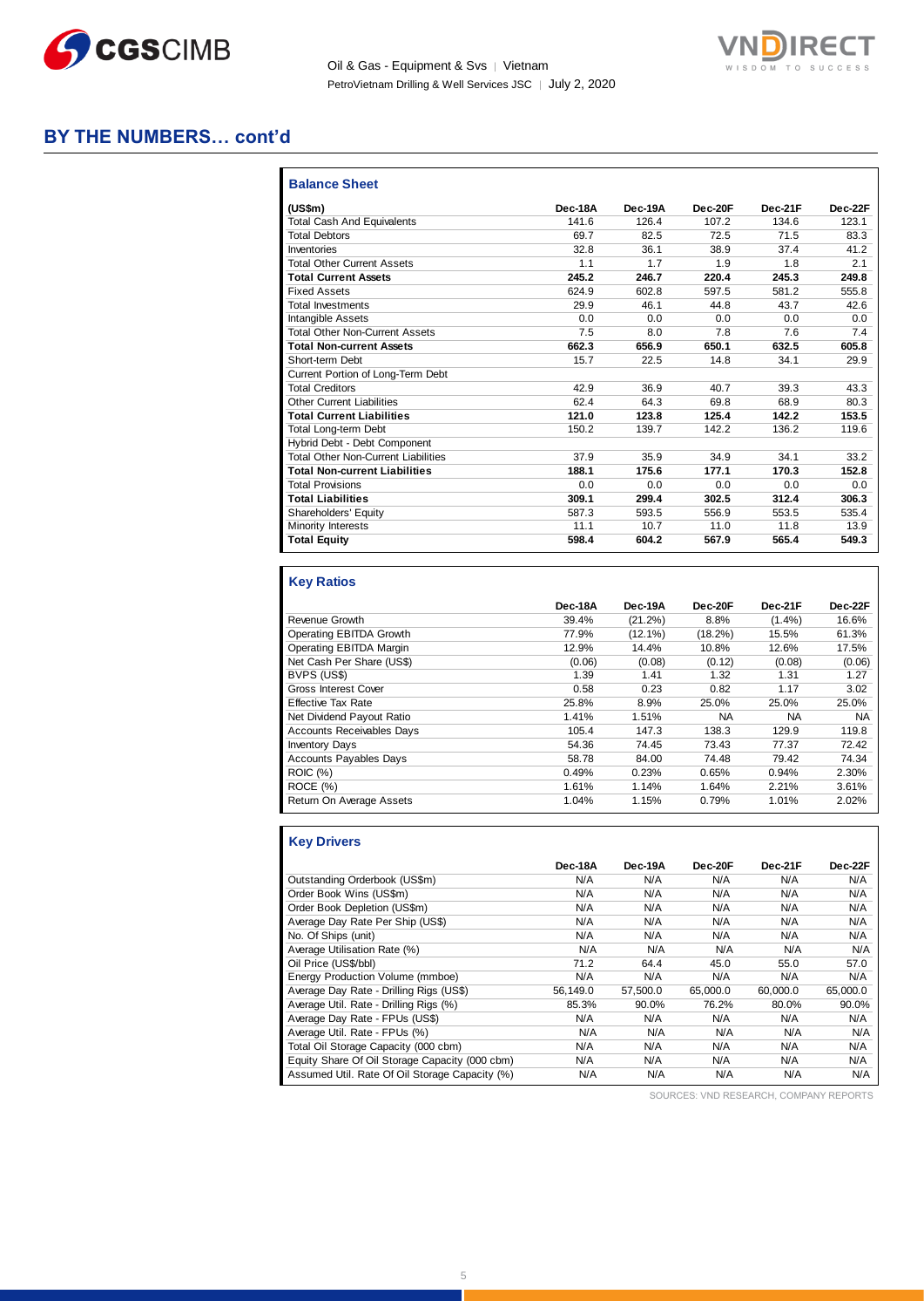## BY THE NUMBERS… cont'd

### Balance Sheet

| (US$m) | Dec-18A | Dec-19A | Dec-20F | Dec-21F | Dec-22F |
|---|---|---|---|---|---|
| Total Cash And Equivalents | 141.6 | 126.4 | 107.2 | 134.6 | 123.1 |
| Total Debtors | 69.7 | 82.5 | 72.5 | 71.5 | 83.3 |
| Inventories | 32.8 | 36.1 | 38.9 | 37.4 | 41.2 |
| Total Other Current Assets | 1.1 | 1.7 | 1.9 | 1.8 | 2.1 |
| **Total Current Assets** | **245.2** | **246.7** | **220.4** | **245.3** | **249.8** |
| Fixed Assets | 624.9 | 602.8 | 597.5 | 581.2 | 555.8 |
| Total Investments | 29.9 | 46.1 | 44.8 | 43.7 | 42.6 |
| Intangible Assets | 0.0 | 0.0 | 0.0 | 0.0 | 0.0 |
| Total Other Non-Current Assets | 7.5 | 8.0 | 7.8 | 7.6 | 7.4 |
| **Total Non-current Assets** | **662.3** | **656.9** | **650.1** | **632.5** | **605.8** |
| Short-term Debt | 15.7 | 22.5 | 14.8 | 34.1 | 29.9 |
| Current Portion of Long-Term Debt | | | | | |
| Total Creditors | 42.9 | 36.9 | 40.7 | 39.3 | 43.3 |
| Other Current Liabilities | 62.4 | 64.3 | 69.8 | 68.9 | 80.3 |
| **Total Current Liabilities** | **121.0** | **123.8** | **125.4** | **142.2** | **153.5** |
| Total Long-term Debt | 150.2 | 139.7 | 142.2 | 136.2 | 119.6 |
| Hybrid Debt - Debt Component | | | | | |
| Total Other Non-Current Liabilities | 37.9 | 35.9 | 34.9 | 34.1 | 33.2 |
| **Total Non-current Liabilities** | **188.1** | **175.6** | **177.1** | **170.3** | **152.8** |
| Total Provisions | 0.0 | 0.0 | 0.0 | 0.0 | 0.0 |
| **Total Liabilities** | **309.1** | **299.4** | **302.5** | **312.4** | **306.3** |
| Shareholders' Equity | 587.3 | 593.5 | 556.9 | 553.5 | 535.4 |
| Minority Interests | 11.1 | 10.7 | 11.0 | 11.8 | 13.9 |
| **Total Equity** | **598.4** | **604.2** | **567.9** | **565.4** | **549.3** |

### Key Ratios

| | Dec-18A | Dec-19A | Dec-20F | Dec-21F | Dec-22F |
|---|---|---|---|---|---|
| Revenue Growth | 39.4% | (21.2%) | 8.8% | (1.4%) | 16.6% |
| Operating EBITDA Growth | 77.9% | (12.1%) | (18.2%) | 15.5% | 61.3% |
| Operating EBITDA Margin | 12.9% | 14.4% | 10.8% | 12.6% | 17.5% |
| Net Cash Per Share (US$) | (0.06) | (0.08) | (0.12) | (0.08) | (0.06) |
| BVPS (US$) | 1.39 | 1.41 | 1.32 | 1.31 | 1.27 |
| Gross Interest Cover | 0.58 | 0.23 | 0.82 | 1.17 | 3.02 |
| Effective Tax Rate | 25.8% | 8.9% | 25.0% | 25.0% | 25.0% |
| Net Dividend Payout Ratio | 1.41% | 1.51% | NA | NA | NA |
| Accounts Receivables Days | 105.4 | 147.3 | 138.3 | 129.9 | 119.8 |
| Inventory Days | 54.36 | 74.45 | 73.43 | 77.37 | 72.42 |
| Accounts Payables Days | 58.78 | 84.00 | 74.48 | 79.42 | 74.34 |
| ROIC (%) | 0.49% | 0.23% | 0.65% | 0.94% | 2.30% |
| ROCE (%) | 1.61% | 1.14% | 1.64% | 2.21% | 3.61% |
| Return On Average Assets | 1.04% | 1.15% | 0.79% | 1.01% | 2.02% |

### Key Drivers

| | Dec-18A | Dec-19A | Dec-20F | Dec-21F | Dec-22F |
|---|---|---|---|---|---|
| Outstanding Orderbook (US$m) | N/A | N/A | N/A | N/A | N/A |
| Order Book Wins (US$m) | N/A | N/A | N/A | N/A | N/A |
| Order Book Depletion (US$m) | N/A | N/A | N/A | N/A | N/A |
| Average Day Rate Per Ship (US$) | N/A | N/A | N/A | N/A | N/A |
| No. Of Ships (unit) | N/A | N/A | N/A | N/A | N/A |
| Average Utilisation Rate (%) | N/A | N/A | N/A | N/A | N/A |
| Oil Price (US$/bbl) | 71.2 | 64.4 | 45.0 | 55.0 | 57.0 |
| Energy Production Volume (mmboe) | N/A | N/A | N/A | N/A | N/A |
| Average Day Rate - Drilling Rigs (US$) | 56,149.0 | 57,500.0 | 65,000.0 | 60,000.0 | 65,000.0 |
| Average Util. Rate - Drilling Rigs (%) | 85.3% | 90.0% | 76.2% | 80.0% | 90.0% |
| Average Day Rate - FPUs (US$) | N/A | N/A | N/A | N/A | N/A |
| Average Util. Rate - FPUs (%) | N/A | N/A | N/A | N/A | N/A |
| Total Oil Storage Capacity (000 cbm) | N/A | N/A | N/A | N/A | N/A |
| Equity Share Of Oil Storage Capacity (000 cbm) | N/A | N/A | N/A | N/A | N/A |
| Assumed Util. Rate Of Oil Storage Capacity (%) | N/A | N/A | N/A | N/A | N/A |

SOURCES: VND RESEARCH, COMPANY REPORTS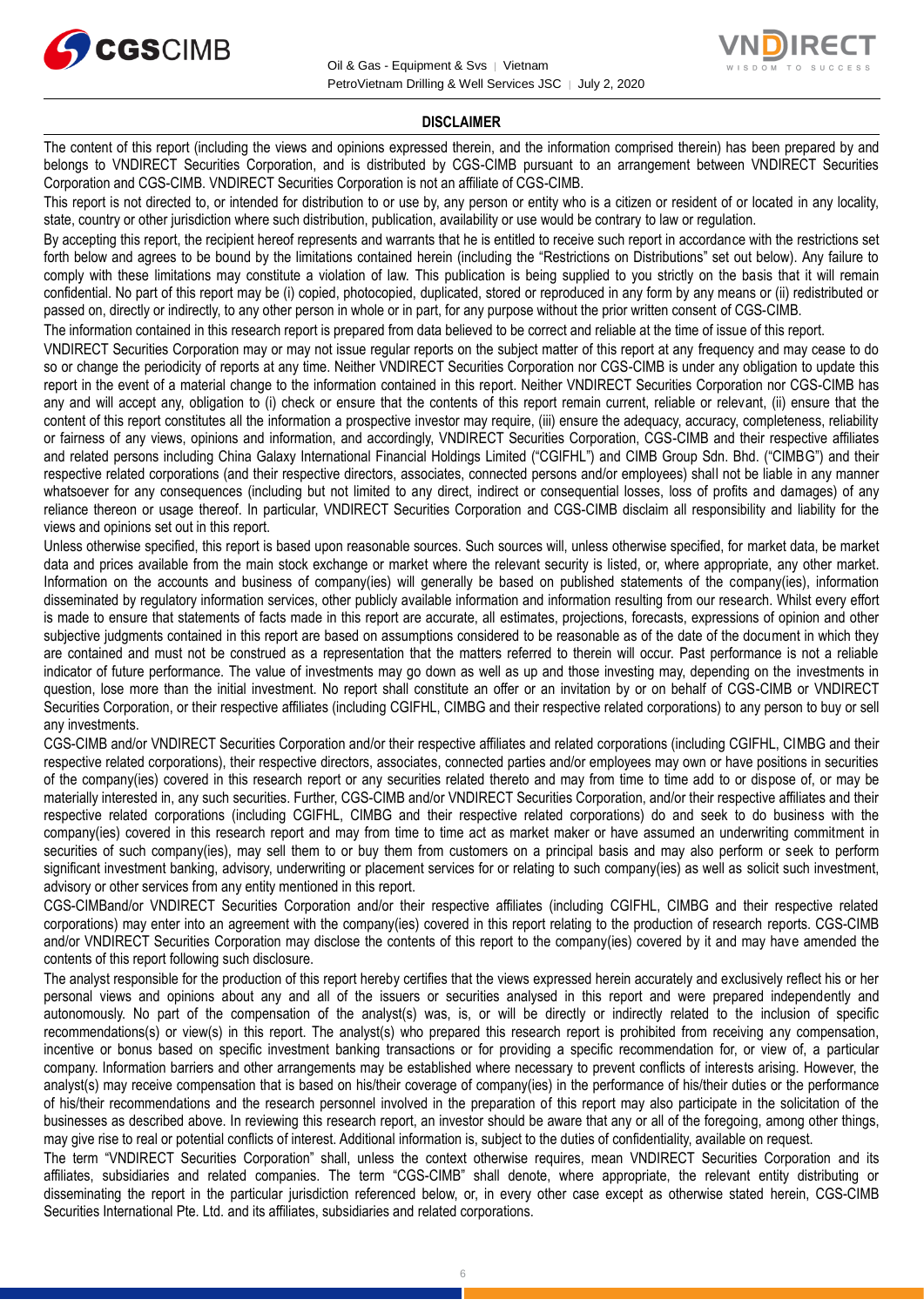## DISCLAIMER

The content of this report (including the views and opinions expressed therein, and the information comprised therein) has been prepared by and belongs to VNDIRECT Securities Corporation, and is distributed by CGS-CIMB pursuant to an arrangement between VNDIRECT Securities Corporation and CGS-CIMB. VNDIRECT Securities Corporation is not an affiliate of CGS-CIMB.

This report is not directed to, or intended for distribution to or use by, any person or entity who is a citizen or resident of or located in any locality, state, country or other jurisdiction where such distribution, publication, availability or use would be contrary to law or regulation.

By accepting this report, the recipient hereof represents and warrants that he is entitled to receive such report in accordance with the restrictions set forth below and agrees to be bound by the limitations contained herein (including the "Restrictions on Distributions" set out below). Any failure to comply with these limitations may constitute a violation of law. This publication is being supplied to you strictly on the basis that it will remain confidential. No part of this report may be (i) copied, photocopied, duplicated, stored or reproduced in any form by any means or (ii) redistributed or passed on, directly or indirectly, to any other person in whole or in part, for any purpose without the prior written consent of CGS-CIMB.

The information contained in this research report is prepared from data believed to be correct and reliable at the time of issue of this report.

VNDIRECT Securities Corporation may or may not issue regular reports on the subject matter of this report at any frequency and may cease to do so or change the periodicity of reports at any time. Neither VNDIRECT Securities Corporation nor CGS-CIMB is under any obligation to update this report in the event of a material change to the information contained in this report. Neither VNDIRECT Securities Corporation nor CGS-CIMB has any and will accept any, obligation to (i) check or ensure that the contents of this report remain current, reliable or relevant, (ii) ensure that the content of this report constitutes all the information a prospective investor may require, (iii) ensure the adequacy, accuracy, completeness, reliability or fairness of any views, opinions and information, and accordingly, VNDIRECT Securities Corporation, CGS-CIMB and their respective affiliates and related persons including China Galaxy International Financial Holdings Limited ("CGIFHL") and CIMB Group Sdn. Bhd. ("CIMBG") and their respective related corporations (and their respective directors, associates, connected persons and/or employees) shall not be liable in any manner whatsoever for any consequences (including but not limited to any direct, indirect or consequential losses, loss of profits and damages) of any reliance thereon or usage thereof. In particular, VNDIRECT Securities Corporation and CGS-CIMB disclaim all responsibility and liability for the views and opinions set out in this report.

Unless otherwise specified, this report is based upon reasonable sources. Such sources will, unless otherwise specified, for market data, be market data and prices available from the main stock exchange or market where the relevant security is listed, or, where appropriate, any other market. Information on the accounts and business of company(ies) will generally be based on published statements of the company(ies), information disseminated by regulatory information services, other publicly available information and information resulting from our research. Whilst every effort is made to ensure that statements of facts made in this report are accurate, all estimates, projections, forecasts, expressions of opinion and other subjective judgments contained in this report are based on assumptions considered to be reasonable as of the date of the document in which they are contained and must not be construed as a representation that the matters referred to therein will occur. Past performance is not a reliable indicator of future performance. The value of investments may go down as well as up and those investing may, depending on the investments in question, lose more than the initial investment. No report shall constitute an offer or an invitation by or on behalf of CGS-CIMB or VNDIRECT Securities Corporation, or their respective affiliates (including CGIFHL, CIMBG and their respective related corporations) to any person to buy or sell any investments.

CGS-CIMB and/or VNDIRECT Securities Corporation and/or their respective affiliates and related corporations (including CGIFHL, CIMBG and their respective related corporations), their respective directors, associates, connected parties and/or employees may own or have positions in securities of the company(ies) covered in this research report or any securities related thereto and may from time to time add to or dispose of, or may be materially interested in, any such securities. Further, CGS-CIMB and/or VNDIRECT Securities Corporation, and/or their respective affiliates and their respective related corporations (including CGIFHL, CIMBG and their respective related corporations) do and seek to do business with the company(ies) covered in this research report and may from time to time act as market maker or have assumed an underwriting commitment in securities of such company(ies), may sell them to or buy them from customers on a principal basis and may also perform or seek to perform significant investment banking, advisory, underwriting or placement services for or relating to such company(ies) as well as solicit such investment, advisory or other services from any entity mentioned in this report.

CGS-CIMBand/or VNDIRECT Securities Corporation and/or their respective affiliates (including CGIFHL, CIMBG and their respective related corporations) may enter into an agreement with the company(ies) covered in this report relating to the production of research reports. CGS-CIMB and/or VNDIRECT Securities Corporation may disclose the contents of this report to the company(ies) covered by it and may have amended the contents of this report following such disclosure.

The analyst responsible for the production of this report hereby certifies that the views expressed herein accurately and exclusively reflect his or her personal views and opinions about any and all of the issuers or securities analysed in this report and were prepared independently and autonomously. No part of the compensation of the analyst(s) was, is, or will be directly or indirectly related to the inclusion of specific recommendations(s) or view(s) in this report. The analyst(s) who prepared this research report is prohibited from receiving any compensation, incentive or bonus based on specific investment banking transactions or for providing a specific recommendation for, or view of, a particular company. Information barriers and other arrangements may be established where necessary to prevent conflicts of interests arising. However, the analyst(s) may receive compensation that is based on his/their coverage of company(ies) in the performance of his/their duties or the performance of his/their recommendations and the research personnel involved in the preparation of this report may also participate in the solicitation of the businesses as described above. In reviewing this research report, an investor should be aware that any or all of the foregoing, among other things, may give rise to real or potential conflicts of interest. Additional information is, subject to the duties of confidentiality, available on request.

The term "VNDIRECT Securities Corporation" shall, unless the context otherwise requires, mean VNDIRECT Securities Corporation and its affiliates, subsidiaries and related companies. The term "CGS-CIMB" shall denote, where appropriate, the relevant entity distributing or disseminating the report in the particular jurisdiction referenced below, or, in every other case except as otherwise stated herein, CGS-CIMB Securities International Pte. Ltd. and its affiliates, subsidiaries and related corporations.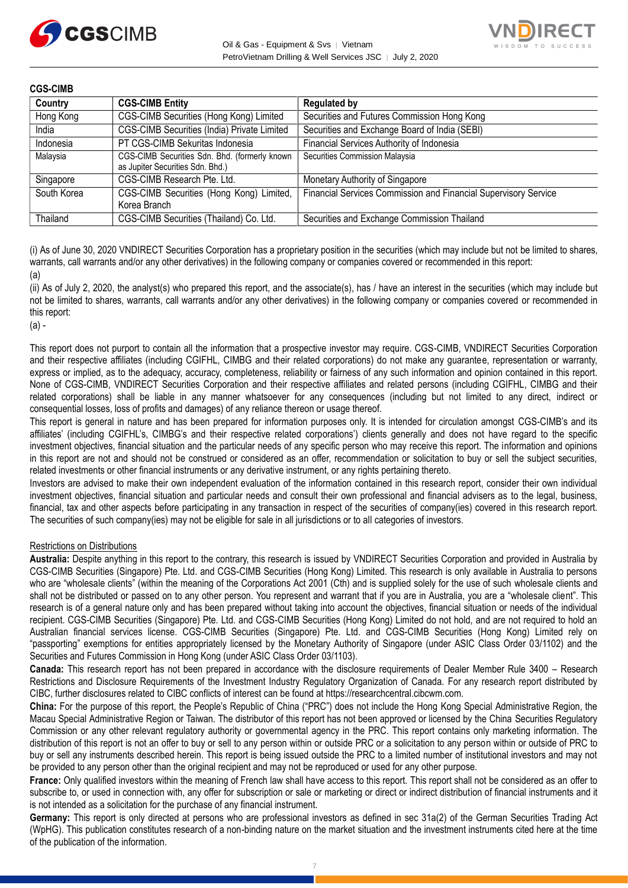**CGS-CIMB**

| Country | CGS-CIMB Entity | Regulated by |
|---|---|---|
| Hong Kong | CGS-CIMB Securities (Hong Kong) Limited | Securities and Futures Commission Hong Kong |
| India | CGS-CIMB Securities (India) Private Limited | Securities and Exchange Board of India (SEBI) |
| Indonesia | PT CGS-CIMB Sekuritas Indonesia | Financial Services Authority of Indonesia |
| Malaysia | CGS-CIMB Securities Sdn. Bhd. (formerly known as Jupiter Securities Sdn. Bhd.) | Securities Commission Malaysia |
| Singapore | CGS-CIMB Research Pte. Ltd. | Monetary Authority of Singapore |
| South Korea | CGS-CIMB Securities (Hong Kong) Limited, Korea Branch | Financial Services Commission and Financial Supervisory Service |
| Thailand | CGS-CIMB Securities (Thailand) Co. Ltd. | Securities and Exchange Commission Thailand |

(i) As of June 30, 2020 VNDIRECT Securities Corporation has a proprietary position in the securities (which may include but not be limited to shares, warrants, call warrants and/or any other derivatives) in the following company or companies covered or recommended in this report:

(a)

(ii) As of July 2, 2020, the analyst(s) who prepared this report, and the associate(s), has / have an interest in the securities (which may include but not be limited to shares, warrants, call warrants and/or any other derivatives) in the following company or companies covered or recommended in this report:

(a) -

This report does not purport to contain all the information that a prospective investor may require. CGS-CIMB, VNDIRECT Securities Corporation and their respective affiliates (including CGIFHL, CIMBG and their related corporations) do not make any guarantee, representation or warranty, express or implied, as to the adequacy, accuracy, completeness, reliability or fairness of any such information and opinion contained in this report. None of CGS-CIMB, VNDIRECT Securities Corporation and their respective affiliates and related persons (including CGIFHL, CIMBG and their related corporations) shall be liable in any manner whatsoever for any consequences (including but not limited to any direct, indirect or consequential losses, loss of profits and damages) of any reliance thereon or usage thereof.

This report is general in nature and has been prepared for information purposes only. It is intended for circulation amongst CGS-CIMB's and its affiliates' (including CGIFHL's, CIMBG's and their respective related corporations') clients generally and does not have regard to the specific investment objectives, financial situation and the particular needs of any specific person who may receive this report. The information and opinions in this report are not and should not be construed or considered as an offer, recommendation or solicitation to buy or sell the subject securities, related investments or other financial instruments or any derivative instrument, or any rights pertaining thereto.

Investors are advised to make their own independent evaluation of the information contained in this research report, consider their own individual investment objectives, financial situation and particular needs and consult their own professional and financial advisers as to the legal, business, financial, tax and other aspects before participating in any transaction in respect of the securities of company(ies) covered in this research report. The securities of such company(ies) may not be eligible for sale in all jurisdictions or to all categories of investors.

Restrictions on Distributions

**Australia:** Despite anything in this report to the contrary, this research is issued by VNDIRECT Securities Corporation and provided in Australia by CGS-CIMB Securities (Singapore) Pte. Ltd. and CGS-CIMB Securities (Hong Kong) Limited. This research is only available in Australia to persons who are "wholesale clients" (within the meaning of the Corporations Act 2001 (Cth) and is supplied solely for the use of such wholesale clients and shall not be distributed or passed on to any other person. You represent and warrant that if you are in Australia, you are a "wholesale client". This research is of a general nature only and has been prepared without taking into account the objectives, financial situation or needs of the individual recipient. CGS-CIMB Securities (Singapore) Pte. Ltd. and CGS-CIMB Securities (Hong Kong) Limited do not hold, and are not required to hold an Australian financial services license. CGS-CIMB Securities (Singapore) Pte. Ltd. and CGS-CIMB Securities (Hong Kong) Limited rely on "passporting" exemptions for entities appropriately licensed by the Monetary Authority of Singapore (under ASIC Class Order 03/1102) and the Securities and Futures Commission in Hong Kong (under ASIC Class Order 03/1103).

**Canada:** This research report has not been prepared in accordance with the disclosure requirements of Dealer Member Rule 3400 – Research Restrictions and Disclosure Requirements of the Investment Industry Regulatory Organization of Canada. For any research report distributed by CIBC, further disclosures related to CIBC conflicts of interest can be found at https://researchcentral.cibcwm.com.

**China:** For the purpose of this report, the People's Republic of China ("PRC") does not include the Hong Kong Special Administrative Region, the Macau Special Administrative Region or Taiwan. The distributor of this report has not been approved or licensed by the China Securities Regulatory Commission or any other relevant regulatory authority or governmental agency in the PRC. This report contains only marketing information. The distribution of this report is not an offer to buy or sell to any person within or outside PRC or a solicitation to any person within or outside of PRC to buy or sell any instruments described herein. This report is being issued outside the PRC to a limited number of institutional investors and may not be provided to any person other than the original recipient and may not be reproduced or used for any other purpose.

**France:** Only qualified investors within the meaning of French law shall have access to this report. This report shall not be considered as an offer to subscribe to, or used in connection with, any offer for subscription or sale or marketing or direct or indirect distribution of financial instruments and it is not intended as a solicitation for the purchase of any financial instrument.

**Germany:** This report is only directed at persons who are professional investors as defined in sec 31a(2) of the German Securities Trading Act (WpHG). This publication constitutes research of a non-binding nature on the market situation and the investment instruments cited here at the time of the publication of the information.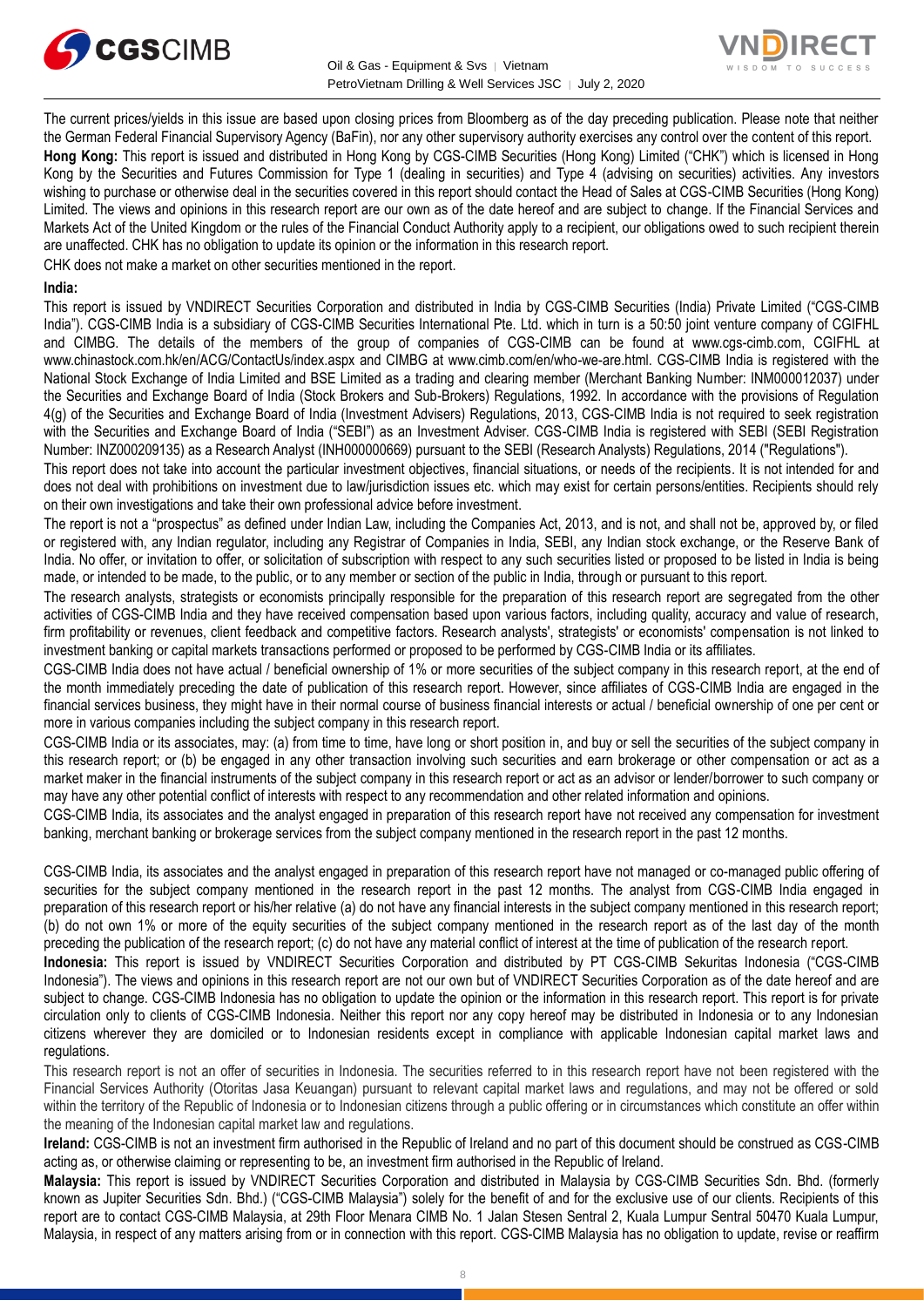The current prices/yields in this issue are based upon closing prices from Bloomberg as of the day preceding publication. Please note that neither the German Federal Financial Supervisory Agency (BaFin), nor any other supervisory authority exercises any control over the content of this report.

**Hong Kong:** This report is issued and distributed in Hong Kong by CGS-CIMB Securities (Hong Kong) Limited ("CHK") which is licensed in Hong Kong by the Securities and Futures Commission for Type 1 (dealing in securities) and Type 4 (advising on securities) activities. Any investors wishing to purchase or otherwise deal in the securities covered in this report should contact the Head of Sales at CGS-CIMB Securities (Hong Kong) Limited. The views and opinions in this research report are our own as of the date hereof and are subject to change. If the Financial Services and Markets Act of the United Kingdom or the rules of the Financial Conduct Authority apply to a recipient, our obligations owed to such recipient therein are unaffected. CHK has no obligation to update its opinion or the information in this research report.

CHK does not make a market on other securities mentioned in the report.

**India:**

This report is issued by VNDIRECT Securities Corporation and distributed in India by CGS-CIMB Securities (India) Private Limited ("CGS-CIMB India"). CGS-CIMB India is a subsidiary of CGS-CIMB Securities International Pte. Ltd. which in turn is a 50:50 joint venture company of CGIFHL and CIMBG. The details of the members of the group of companies of CGS-CIMB can be found at www.cgs-cimb.com, CGIFHL at www.chinastock.com.hk/en/ACG/ContactUs/index.aspx and CIMBG at www.cimb.com/en/who-we-are.html. CGS-CIMB India is registered with the National Stock Exchange of India Limited and BSE Limited as a trading and clearing member (Merchant Banking Number: INM000012037) under the Securities and Exchange Board of India (Stock Brokers and Sub-Brokers) Regulations, 1992. In accordance with the provisions of Regulation 4(g) of the Securities and Exchange Board of India (Investment Advisers) Regulations, 2013, CGS-CIMB India is not required to seek registration with the Securities and Exchange Board of India ("SEBI") as an Investment Adviser. CGS-CIMB India is registered with SEBI (SEBI Registration Number: INZ000209135) as a Research Analyst (INH000000669) pursuant to the SEBI (Research Analysts) Regulations, 2014 ("Regulations").

This report does not take into account the particular investment objectives, financial situations, or needs of the recipients. It is not intended for and does not deal with prohibitions on investment due to law/jurisdiction issues etc. which may exist for certain persons/entities. Recipients should rely on their own investigations and take their own professional advice before investment.

The report is not a "prospectus" as defined under Indian Law, including the Companies Act, 2013, and is not, and shall not be, approved by, or filed or registered with, any Indian regulator, including any Registrar of Companies in India, SEBI, any Indian stock exchange, or the Reserve Bank of India. No offer, or invitation to offer, or solicitation of subscription with respect to any such securities listed or proposed to be listed in India is being made, or intended to be made, to the public, or to any member or section of the public in India, through or pursuant to this report.

The research analysts, strategists or economists principally responsible for the preparation of this research report are segregated from the other activities of CGS-CIMB India and they have received compensation based upon various factors, including quality, accuracy and value of research, firm profitability or revenues, client feedback and competitive factors. Research analysts', strategists' or economists' compensation is not linked to investment banking or capital markets transactions performed or proposed to be performed by CGS-CIMB India or its affiliates.

CGS-CIMB India does not have actual / beneficial ownership of 1% or more securities of the subject company in this research report, at the end of the month immediately preceding the date of publication of this research report. However, since affiliates of CGS-CIMB India are engaged in the financial services business, they might have in their normal course of business financial interests or actual / beneficial ownership of one per cent or more in various companies including the subject company in this research report.

CGS-CIMB India or its associates, may: (a) from time to time, have long or short position in, and buy or sell the securities of the subject company in this research report; or (b) be engaged in any other transaction involving such securities and earn brokerage or other compensation or act as a market maker in the financial instruments of the subject company in this research report or act as an advisor or lender/borrower to such company or may have any other potential conflict of interests with respect to any recommendation and other related information and opinions.

CGS-CIMB India, its associates and the analyst engaged in preparation of this research report have not received any compensation for investment banking, merchant banking or brokerage services from the subject company mentioned in the research report in the past 12 months.

CGS-CIMB India, its associates and the analyst engaged in preparation of this research report have not managed or co-managed public offering of securities for the subject company mentioned in the research report in the past 12 months. The analyst from CGS-CIMB India engaged in preparation of this research report or his/her relative (a) do not have any financial interests in the subject company mentioned in this research report; (b) do not own 1% or more of the equity securities of the subject company mentioned in the research report as of the last day of the month preceding the publication of the research report; (c) do not have any material conflict of interest at the time of publication of the research report.

**Indonesia:** This report is issued by VNDIRECT Securities Corporation and distributed by PT CGS-CIMB Sekuritas Indonesia ("CGS-CIMB Indonesia"). The views and opinions in this research report are not our own but of VNDIRECT Securities Corporation as of the date hereof and are subject to change. CGS-CIMB Indonesia has no obligation to update the opinion or the information in this research report. This report is for private circulation only to clients of CGS-CIMB Indonesia. Neither this report nor any copy hereof may be distributed in Indonesia or to any Indonesian citizens wherever they are domiciled or to Indonesian residents except in compliance with applicable Indonesian capital market laws and regulations.

This research report is not an offer of securities in Indonesia. The securities referred to in this research report have not been registered with the Financial Services Authority (Otoritas Jasa Keuangan) pursuant to relevant capital market laws and regulations, and may not be offered or sold within the territory of the Republic of Indonesia or to Indonesian citizens through a public offering or in circumstances which constitute an offer within the meaning of the Indonesian capital market law and regulations.

**Ireland:** CGS-CIMB is not an investment firm authorised in the Republic of Ireland and no part of this document should be construed as CGS-CIMB acting as, or otherwise claiming or representing to be, an investment firm authorised in the Republic of Ireland.

**Malaysia:** This report is issued by VNDIRECT Securities Corporation and distributed in Malaysia by CGS-CIMB Securities Sdn. Bhd. (formerly known as Jupiter Securities Sdn. Bhd.) ("CGS-CIMB Malaysia") solely for the benefit of and for the exclusive use of our clients. Recipients of this report are to contact CGS-CIMB Malaysia, at 29th Floor Menara CIMB No. 1 Jalan Stesen Sentral 2, Kuala Lumpur Sentral 50470 Kuala Lumpur, Malaysia, in respect of any matters arising from or in connection with this report. CGS-CIMB Malaysia has no obligation to update, revise or reaffirm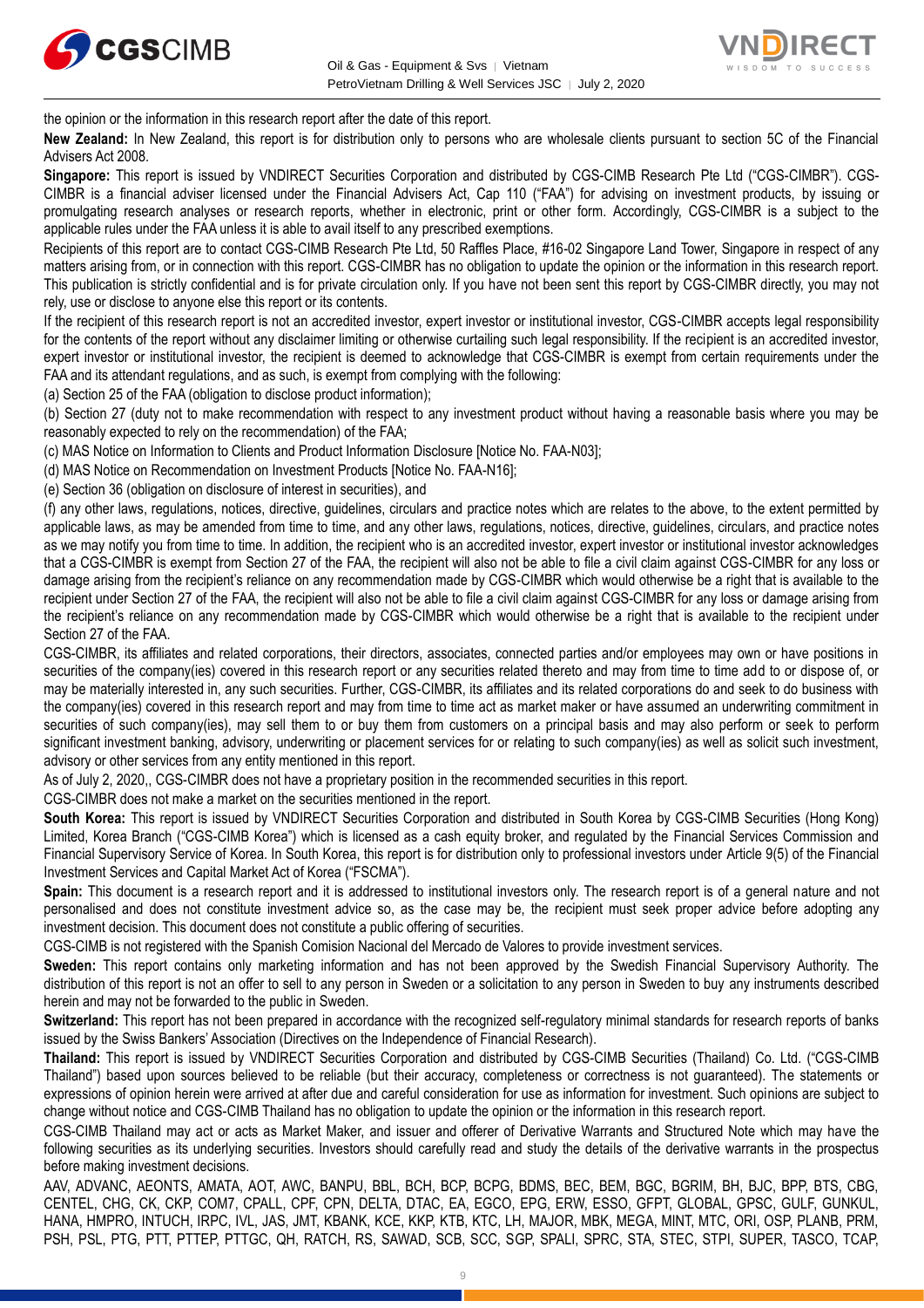the opinion or the information in this research report after the date of this report.

**New Zealand:** In New Zealand, this report is for distribution only to persons who are wholesale clients pursuant to section 5C of the Financial Advisers Act 2008.

**Singapore:** This report is issued by VNDIRECT Securities Corporation and distributed by CGS-CIMB Research Pte Ltd ("CGS-CIMBR"). CGS-CIMBR is a financial adviser licensed under the Financial Advisers Act, Cap 110 ("FAA") for advising on investment products, by issuing or promulgating research analyses or research reports, whether in electronic, print or other form. Accordingly, CGS-CIMBR is a subject to the applicable rules under the FAA unless it is able to avail itself to any prescribed exemptions.

Recipients of this report are to contact CGS-CIMB Research Pte Ltd, 50 Raffles Place, #16-02 Singapore Land Tower, Singapore in respect of any matters arising from, or in connection with this report. CGS-CIMBR has no obligation to update the opinion or the information in this research report. This publication is strictly confidential and is for private circulation only. If you have not been sent this report by CGS-CIMBR directly, you may not rely, use or disclose to anyone else this report or its contents.

If the recipient of this research report is not an accredited investor, expert investor or institutional investor, CGS-CIMBR accepts legal responsibility for the contents of the report without any disclaimer limiting or otherwise curtailing such legal responsibility. If the recipient is an accredited investor, expert investor or institutional investor, the recipient is deemed to acknowledge that CGS-CIMBR is exempt from certain requirements under the FAA and its attendant regulations, and as such, is exempt from complying with the following:

(a) Section 25 of the FAA (obligation to disclose product information);

(b) Section 27 (duty not to make recommendation with respect to any investment product without having a reasonable basis where you may be reasonably expected to rely on the recommendation) of the FAA;

(c) MAS Notice on Information to Clients and Product Information Disclosure [Notice No. FAA-N03];

(d) MAS Notice on Recommendation on Investment Products [Notice No. FAA-N16];

(e) Section 36 (obligation on disclosure of interest in securities), and

(f) any other laws, regulations, notices, directive, guidelines, circulars and practice notes which are relates to the above, to the extent permitted by applicable laws, as may be amended from time to time, and any other laws, regulations, notices, directive, guidelines, circulars, and practice notes as we may notify you from time to time. In addition, the recipient who is an accredited investor, expert investor or institutional investor acknowledges that a CGS-CIMBR is exempt from Section 27 of the FAA, the recipient will also not be able to file a civil claim against CGS-CIMBR for any loss or damage arising from the recipient's reliance on any recommendation made by CGS-CIMBR which would otherwise be a right that is available to the recipient under Section 27 of the FAA, the recipient will also not be able to file a civil claim against CGS-CIMBR for any loss or damage arising from the recipient's reliance on any recommendation made by CGS-CIMBR which would otherwise be a right that is available to the recipient under Section 27 of the FAA.

CGS-CIMBR, its affiliates and related corporations, their directors, associates, connected parties and/or employees may own or have positions in securities of the company(ies) covered in this research report or any securities related thereto and may from time to time add to or dispose of, or may be materially interested in, any such securities. Further, CGS-CIMBR, its affiliates and its related corporations do and seek to do business with the company(ies) covered in this research report and may from time to time act as market maker or have assumed an underwriting commitment in securities of such company(ies), may sell them to or buy them from customers on a principal basis and may also perform or seek to perform significant investment banking, advisory, underwriting or placement services for or relating to such company(ies) as well as solicit such investment, advisory or other services from any entity mentioned in this report.

As of July 2, 2020,, CGS-CIMBR does not have a proprietary position in the recommended securities in this report.

CGS-CIMBR does not make a market on the securities mentioned in the report.

**South Korea:** This report is issued by VNDIRECT Securities Corporation and distributed in South Korea by CGS-CIMB Securities (Hong Kong) Limited, Korea Branch ("CGS-CIMB Korea") which is licensed as a cash equity broker, and regulated by the Financial Services Commission and Financial Supervisory Service of Korea. In South Korea, this report is for distribution only to professional investors under Article 9(5) of the Financial Investment Services and Capital Market Act of Korea ("FSCMA").

**Spain:** This document is a research report and it is addressed to institutional investors only. The research report is of a general nature and not personalised and does not constitute investment advice so, as the case may be, the recipient must seek proper advice before adopting any investment decision. This document does not constitute a public offering of securities.

CGS-CIMB is not registered with the Spanish Comision Nacional del Mercado de Valores to provide investment services.

**Sweden:** This report contains only marketing information and has not been approved by the Swedish Financial Supervisory Authority. The distribution of this report is not an offer to sell to any person in Sweden or a solicitation to any person in Sweden to buy any instruments described herein and may not be forwarded to the public in Sweden.

**Switzerland:** This report has not been prepared in accordance with the recognized self-regulatory minimal standards for research reports of banks issued by the Swiss Bankers' Association (Directives on the Independence of Financial Research).

**Thailand:** This report is issued by VNDIRECT Securities Corporation and distributed by CGS-CIMB Securities (Thailand) Co. Ltd. ("CGS-CIMB Thailand") based upon sources believed to be reliable (but their accuracy, completeness or correctness is not guaranteed). The statements or expressions of opinion herein were arrived at after due and careful consideration for use as information for investment. Such opinions are subject to change without notice and CGS-CIMB Thailand has no obligation to update the opinion or the information in this research report.

CGS-CIMB Thailand may act or acts as Market Maker, and issuer and offerer of Derivative Warrants and Structured Note which may have the following securities as its underlying securities. Investors should carefully read and study the details of the derivative warrants in the prospectus before making investment decisions.

AAV, ADVANC, AEONTS, AMATA, AOT, AWC, BANPU, BBL, BCH, BCP, BCPG, BDMS, BEC, BEM, BGC, BGRIM, BH, BJC, BPP, BTS, CBG, CENTEL, CHG, CK, CKP, COM7, CPALL, CPF, CPN, DELTA, DTAC, EA, EGCO, EPG, ERW, ESSO, GFPT, GLOBAL, GPSC, GULF, GUNKUL, HANA, HMPRO, INTUCH, IRPC, IVL, JAS, JMT, KBANK, KCE, KKP, KTB, KTC, LH, MAJOR, MBK, MEGA, MINT, MTC, ORI, OSP, PLANB, PRM, PSH, PSL, PTG, PTT, PTTEP, PTTGC, QH, RATCH, RS, SAWAD, SCB, SCC, SGP, SPALI, SPRC, STA, STEC, STPI, SUPER, TASCO, TCAP,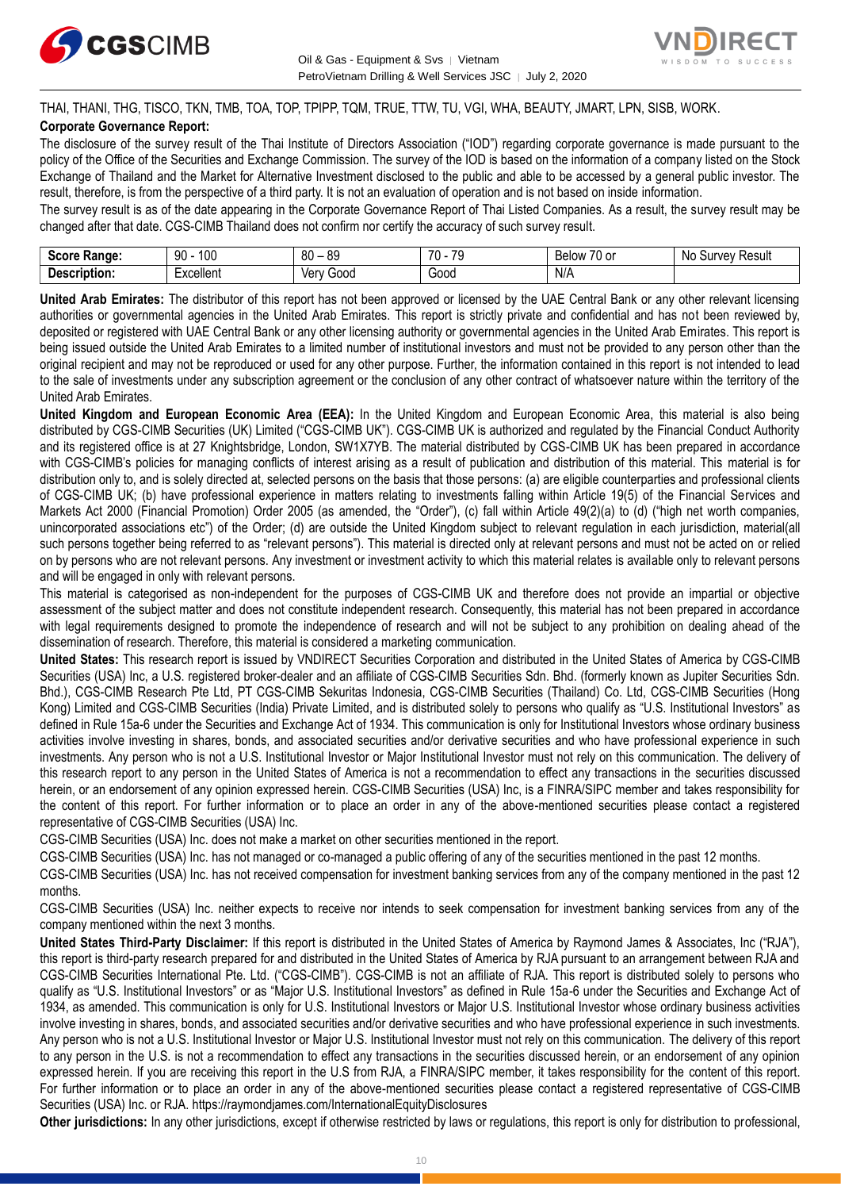THAI, THANI, THG, TISCO, TKN, TMB, TOA, TOP, TPIPP, TQM, TRUE, TTW, TU, VGI, WHA, BEAUTY, JMART, LPN, SISB, WORK.

**Corporate Governance Report:**

The disclosure of the survey result of the Thai Institute of Directors Association ("IOD") regarding corporate governance is made pursuant to the policy of the Office of the Securities and Exchange Commission. The survey of the IOD is based on the information of a company listed on the Stock Exchange of Thailand and the Market for Alternative Investment disclosed to the public and able to be accessed by a general public investor. The result, therefore, is from the perspective of a third party. It is not an evaluation of operation and is not based on inside information.

The survey result is as of the date appearing in the Corporate Governance Report of Thai Listed Companies. As a result, the survey result may be changed after that date. CGS-CIMB Thailand does not confirm nor certify the accuracy of such survey result.

| **Score Range:** | 90 - 100 | 80 – 89 | 70 - 79 | Below 70 or | No Survey Result |
|---|---|---|---|---|---|
| **Description:** | Excellent | Very Good | Good | N/A | |

**United Arab Emirates:** The distributor of this report has not been approved or licensed by the UAE Central Bank or any other relevant licensing authorities or governmental agencies in the United Arab Emirates. This report is strictly private and confidential and has not been reviewed by, deposited or registered with UAE Central Bank or any other licensing authority or governmental agencies in the United Arab Emirates. This report is being issued outside the United Arab Emirates to a limited number of institutional investors and must not be provided to any person other than the original recipient and may not be reproduced or used for any other purpose. Further, the information contained in this report is not intended to lead to the sale of investments under any subscription agreement or the conclusion of any other contract of whatsoever nature within the territory of the United Arab Emirates.

**United Kingdom and European Economic Area (EEA):** In the United Kingdom and European Economic Area, this material is also being distributed by CGS-CIMB Securities (UK) Limited ("CGS-CIMB UK"). CGS-CIMB UK is authorized and regulated by the Financial Conduct Authority and its registered office is at 27 Knightsbridge, London, SW1X7YB. The material distributed by CGS-CIMB UK has been prepared in accordance with CGS-CIMB's policies for managing conflicts of interest arising as a result of publication and distribution of this material. This material is for distribution only to, and is solely directed at, selected persons on the basis that those persons: (a) are eligible counterparties and professional clients of CGS-CIMB UK; (b) have professional experience in matters relating to investments falling within Article 19(5) of the Financial Services and Markets Act 2000 (Financial Promotion) Order 2005 (as amended, the "Order"), (c) fall within Article 49(2)(a) to (d) ("high net worth companies, unincorporated associations etc") of the Order; (d) are outside the United Kingdom subject to relevant regulation in each jurisdiction, material(all such persons together being referred to as "relevant persons"). This material is directed only at relevant persons and must not be acted on or relied on by persons who are not relevant persons. Any investment or investment activity to which this material relates is available only to relevant persons and will be engaged in only with relevant persons.

This material is categorised as non-independent for the purposes of CGS-CIMB UK and therefore does not provide an impartial or objective assessment of the subject matter and does not constitute independent research. Consequently, this material has not been prepared in accordance with legal requirements designed to promote the independence of research and will not be subject to any prohibition on dealing ahead of the dissemination of research. Therefore, this material is considered a marketing communication.

**United States:** This research report is issued by VNDIRECT Securities Corporation and distributed in the United States of America by CGS-CIMB Securities (USA) Inc, a U.S. registered broker-dealer and an affiliate of CGS-CIMB Securities Sdn. Bhd. (formerly known as Jupiter Securities Sdn. Bhd.), CGS-CIMB Research Pte Ltd, PT CGS-CIMB Sekuritas Indonesia, CGS-CIMB Securities (Thailand) Co. Ltd, CGS-CIMB Securities (Hong Kong) Limited and CGS-CIMB Securities (India) Private Limited, and is distributed solely to persons who qualify as "U.S. Institutional Investors" as defined in Rule 15a-6 under the Securities and Exchange Act of 1934. This communication is only for Institutional Investors whose ordinary business activities involve investing in shares, bonds, and associated securities and/or derivative securities and who have professional experience in such investments. Any person who is not a U.S. Institutional Investor or Major Institutional Investor must not rely on this communication. The delivery of this research report to any person in the United States of America is not a recommendation to effect any transactions in the securities discussed herein, or an endorsement of any opinion expressed herein. CGS-CIMB Securities (USA) Inc, is a FINRA/SIPC member and takes responsibility for the content of this report. For further information or to place an order in any of the above-mentioned securities please contact a registered representative of CGS-CIMB Securities (USA) Inc.

CGS-CIMB Securities (USA) Inc. does not make a market on other securities mentioned in the report.

CGS-CIMB Securities (USA) Inc. has not managed or co-managed a public offering of any of the securities mentioned in the past 12 months.

CGS-CIMB Securities (USA) Inc. has not received compensation for investment banking services from any of the company mentioned in the past 12 months.

CGS-CIMB Securities (USA) Inc. neither expects to receive nor intends to seek compensation for investment banking services from any of the company mentioned within the next 3 months.

**United States Third-Party Disclaimer:** If this report is distributed in the United States of America by Raymond James & Associates, Inc ("RJA"), this report is third-party research prepared for and distributed in the United States of America by RJA pursuant to an arrangement between RJA and CGS-CIMB Securities International Pte. Ltd. ("CGS-CIMB"). CGS-CIMB is not an affiliate of RJA. This report is distributed solely to persons who qualify as "U.S. Institutional Investors" or as "Major U.S. Institutional Investors" as defined in Rule 15a-6 under the Securities and Exchange Act of 1934, as amended. This communication is only for U.S. Institutional Investors or Major U.S. Institutional Investor whose ordinary business activities involve investing in shares, bonds, and associated securities and/or derivative securities and who have professional experience in such investments. Any person who is not a U.S. Institutional Investor or Major U.S. Institutional Investor must not rely on this communication. The delivery of this report to any person in the U.S. is not a recommendation to effect any transactions in the securities discussed herein, or an endorsement of any opinion expressed herein. If you are receiving this report in the U.S from RJA, a FINRA/SIPC member, it takes responsibility for the content of this report. For further information or to place an order in any of the above-mentioned securities please contact a registered representative of CGS-CIMB Securities (USA) Inc. or RJA. https://raymondjames.com/InternationalEquityDisclosures

**Other jurisdictions:** In any other jurisdictions, except if otherwise restricted by laws or regulations, this report is only for distribution to professional,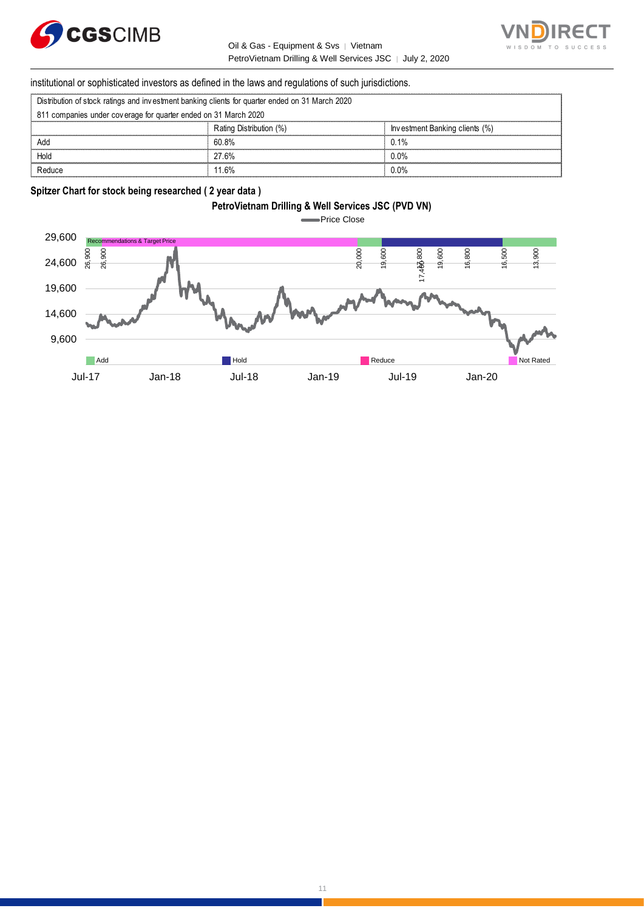institutional or sophisticated investors as defined in the laws and regulations of such jurisdictions.

| Distribution of stock ratings and investment banking clients for quarter ended on 31 March 2020 | | |
|---|---|---|
| 811 companies under coverage for quarter ended on 31 March 2020 | | |
| | Rating Distribution (%) | Investment Banking clients (%) |
| Add | 60.8% | 0.1% |
| Hold | 27.6% | 0.0% |
| Reduce | 11.6% | 0.0% |

**Spitzer Chart for stock being researched ( 2 year data )**

**PetroVietnam Drilling & Well Services JSC (PVD VN)**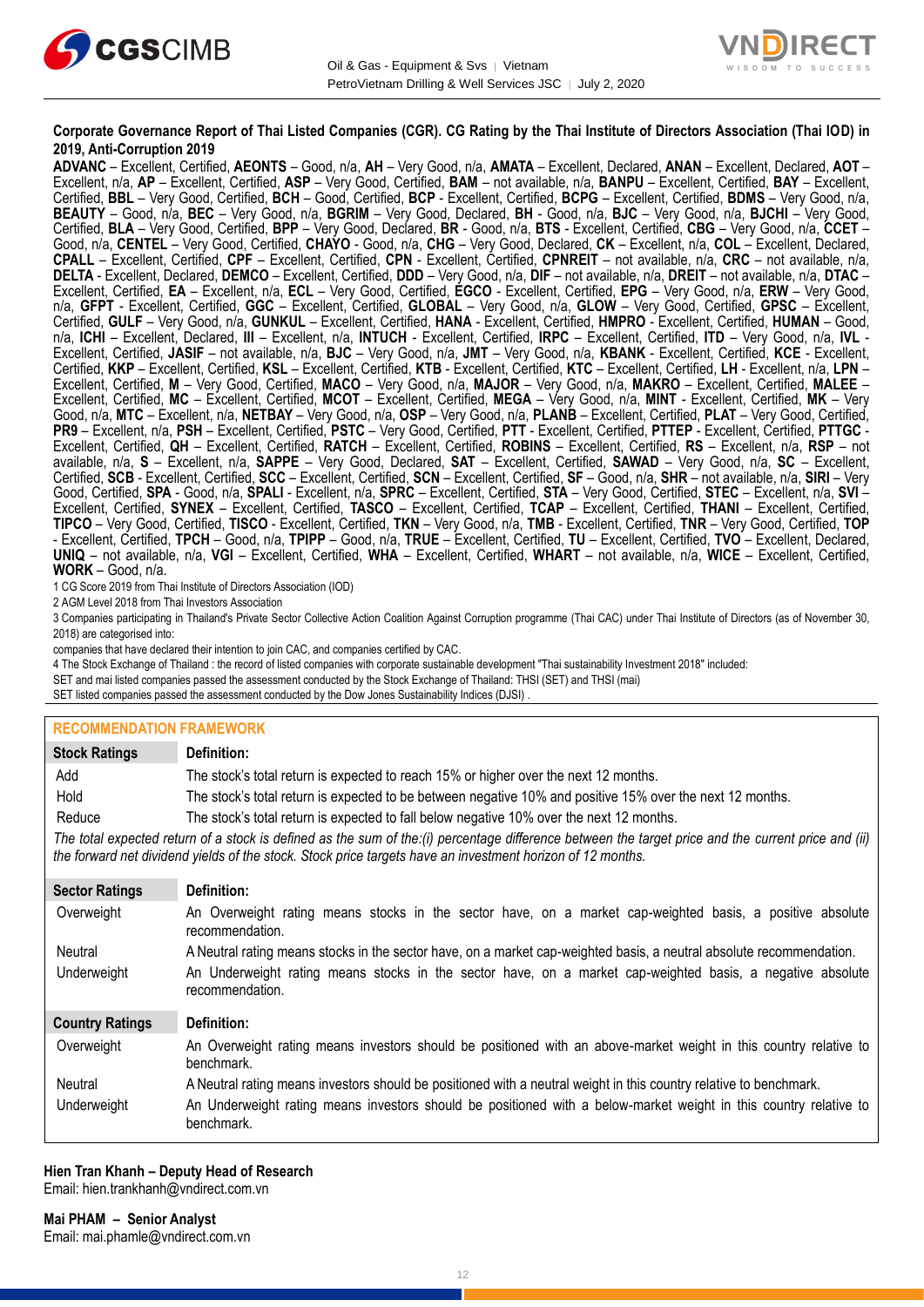**Corporate Governance Report of Thai Listed Companies (CGR). CG Rating by the Thai Institute of Directors Association (Thai IOD) in 2019, Anti-Corruption 2019**

**ADVANC** – Excellent, Certified, **AEONTS** – Good, n/a, **AH** – Very Good, n/a, **AMATA** – Excellent, Declared, **ANAN** – Excellent, Declared, **AOT** – Excellent, n/a, **AP** – Excellent, Certified, **ASP** – Very Good, Certified, **BAM** – not available, n/a, **BANPU** – Excellent, Certified, **BAY** – Excellent, Certified, **BBL** – Very Good, Certified, **BCH** – Good, Certified, **BCP** - Excellent, Certified, **BCPG** – Excellent, Certified, **BDMS** – Very Good, n/a, **BEAUTY** – Good, n/a, **BEC** – Very Good, n/a, **BGRIM** – Very Good, Declared, **BH** - Good, n/a, **BJC** – Very Good, n/a, **BJCHI** – Very Good, Certified, **BLA** – Very Good, Certified, **BPP** – Very Good, Declared, **BR** - Good, n/a, **BTS** - Excellent, Certified, **CBG** – Very Good, n/a, **CCET** – Good, n/a, **CENTEL** – Very Good, Certified, **CHAYO** - Good, n/a, **CHG** – Very Good, Declared, **CK** – Excellent, n/a, **COL** – Excellent, Declared, **CPALL** – Excellent, Certified, **CPF** – Excellent, Certified, **CPN** - Excellent, Certified, **CPNREIT** – not available, n/a, **CRC** – not available, n/a, **DELTA** - Excellent, Declared, **DEMCO** – Excellent, Certified, **DDD** – Very Good, n/a, **DIF** – not available, n/a, **DREIT** – not available, n/a, **DTAC** – Excellent, Certified, **EA** – Excellent, n/a, **ECL** – Very Good, Certified, **EGCO** - Excellent, Certified, **EPG** – Very Good, n/a, **ERW** – Very Good, n/a, **GFPT** - Excellent, Certified, **GGC** – Excellent, Certified, **GLOBAL** – Very Good, n/a, **GLOW** – Very Good, Certified, **GPSC** – Excellent, Certified, **GULF** – Very Good, n/a, **GUNKUL** – Excellent, Certified, **HANA** - Excellent, Certified, **HMPRO** - Excellent, Certified, **HUMAN** – Good, n/a, **ICHI** – Excellent, Declared, **III** – Excellent, n/a, **INTUCH** - Excellent, Certified, **IRPC** – Excellent, Certified, **ITD** – Very Good, n/a, **IVL** - Excellent, Certified, **JASIF** – not available, n/a, **BJC** – Very Good, n/a, **JMT** – Very Good, n/a, **KBANK** - Excellent, Certified, **KCE** - Excellent, Certified, **KKP** – Excellent, Certified, **KSL** – Excellent, Certified, **KTB** - Excellent, Certified, **KTC** – Excellent, Certified, **LH** - Excellent, n/a, **LPN** – Excellent, Certified, **M** – Very Good, Certified, **MACO** – Very Good, n/a, **MAJOR** – Very Good, n/a, **MAKRO** – Excellent, Certified, **MALEE** – Excellent, Certified, **MC** – Excellent, Certified, **MCOT** – Excellent, Certified, **MEGA** – Very Good, n/a, **MINT** - Excellent, Certified, **MK** – Very Good, n/a, **MTC** – Excellent, n/a, **NETBAY** – Very Good, n/a, **OSP** – Very Good, n/a, **PLANB** – Excellent, Certified, **PLAT** – Very Good, Certified, **PR9** – Excellent, n/a, **PSH** – Excellent, Certified, **PSTC** – Very Good, Certified, **PTT** - Excellent, Certified, **PTTEP** - Excellent, Certified, **PTTGC** - Excellent, Certified, **QH** – Excellent, Certified, **RATCH** – Excellent, Certified, **ROBINS** – Excellent, Certified, **RS** – Excellent, n/a, **RSP** – not available, n/a, **S** – Excellent, n/a, **SAPPE** – Very Good, Declared, **SAT** – Excellent, Certified, **SAWAD** – Very Good, n/a, **SC** – Excellent, Certified, **SCB** - Excellent, Certified, **SCC** – Excellent, Certified, **SCN** – Excellent, Certified, **SF** – Good, n/a, **SHR** – not available, n/a, **SIRI** – Very Good, Certified, **SPA** - Good, n/a, **SPALI** - Excellent, n/a, **SPRC** – Excellent, Certified, **STA** – Very Good, Certified, **STEC** – Excellent, n/a, **SVI** – Excellent, Certified, **SYNEX** – Excellent, Certified, **TASCO** – Excellent, Certified, **TCAP** – Excellent, Certified, **THANI** – Excellent, Certified, **TIPCO** – Very Good, Certified, **TISCO** - Excellent, Certified, **TKN** – Very Good, n/a, **TMB** - Excellent, Certified, **TNR** – Very Good, Certified, **TOP** - Excellent, Certified, **TPCH** – Good, n/a, **TPIPP** – Good, n/a, **TRUE** – Excellent, Certified, **TU** – Excellent, Certified, **TVO** – Excellent, Declared, **UNIQ** – not available, n/a, **VGI** – Excellent, Certified, **WHA** – Excellent, Certified, **WHART** – not available, n/a, **WICE** – Excellent, Certified, **WORK** – Good, n/a.

1 CG Score 2019 from Thai Institute of Directors Association (IOD)

2 AGM Level 2018 from Thai Investors Association

3 Companies participating in Thailand's Private Sector Collective Action Coalition Against Corruption programme (Thai CAC) under Thai Institute of Directors (as of November 30, 2018) are categorised into:

companies that have declared their intention to join CAC, and companies certified by CAC.

4 The Stock Exchange of Thailand : the record of listed companies with corporate sustainable development "Thai sustainability Investment 2018" included:

SET and mai listed companies passed the assessment conducted by the Stock Exchange of Thailand: THSI (SET) and THSI (mai)

SET listed companies passed the assessment conducted by the Dow Jones Sustainability Indices (DJSI) .

## RECOMMENDATION FRAMEWORK

| Stock Ratings | Definition: |
|---|---|
| Add | The stock's total return is expected to reach 15% or higher over the next 12 months. |
| Hold | The stock's total return is expected to be between negative 10% and positive 15% over the next 12 months. |
| Reduce | The stock's total return is expected to fall below negative 10% over the next 12 months. |

*The total expected return of a stock is defined as the sum of the:(i) percentage difference between the target price and the current price and (ii) the forward net dividend yields of the stock. Stock price targets have an investment horizon of 12 months.*

| Sector Ratings | Definition: |
|---|---|
| Overweight | An Overweight rating means stocks in the sector have, on a market cap-weighted basis, a positive absolute recommendation. |
| Neutral | A Neutral rating means stocks in the sector have, on a market cap-weighted basis, a neutral absolute recommendation. |
| Underweight | An Underweight rating means stocks in the sector have, on a market cap-weighted basis, a negative absolute recommendation. |

| Country Ratings | Definition: |
|---|---|
| Overweight | An Overweight rating means investors should be positioned with an above-market weight in this country relative to benchmark. |
| Neutral | A Neutral rating means investors should be positioned with a neutral weight in this country relative to benchmark. |
| Underweight | An Underweight rating means investors should be positioned with a below-market weight in this country relative to benchmark. |

**Hien Tran Khanh – Deputy Head of Research**
Email: hien.trankhanh@vndirect.com.vn

**Mai PHAM – Senior Analyst**
Email: mai.phamle@vndirect.com.vn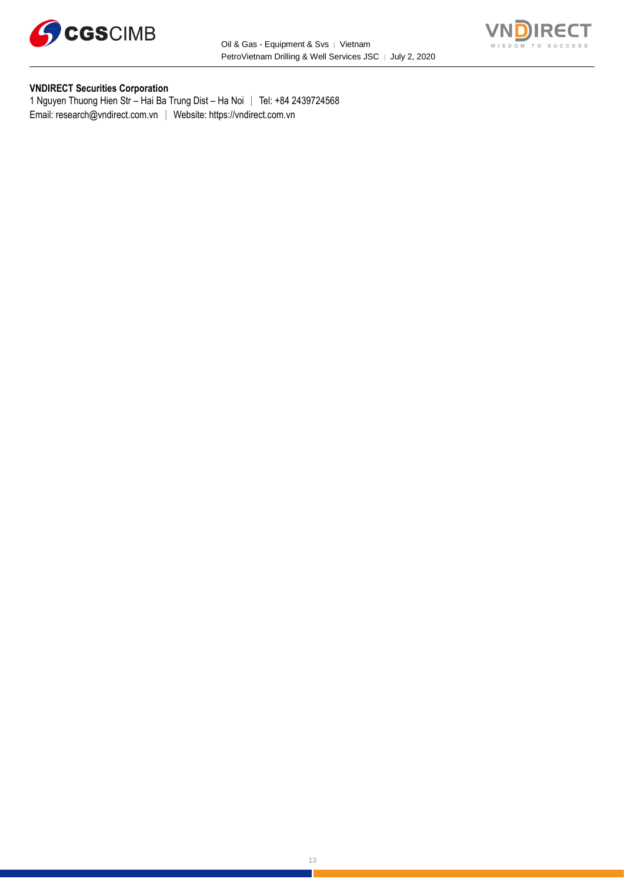**VNDIRECT Securities Corporation**

1 Nguyen Thuong Hien Str – Hai Ba Trung Dist – Ha Noi | Tel: +84 2439724568

Email: research@vndirect.com.vn | Website: https://vndirect.com.vn